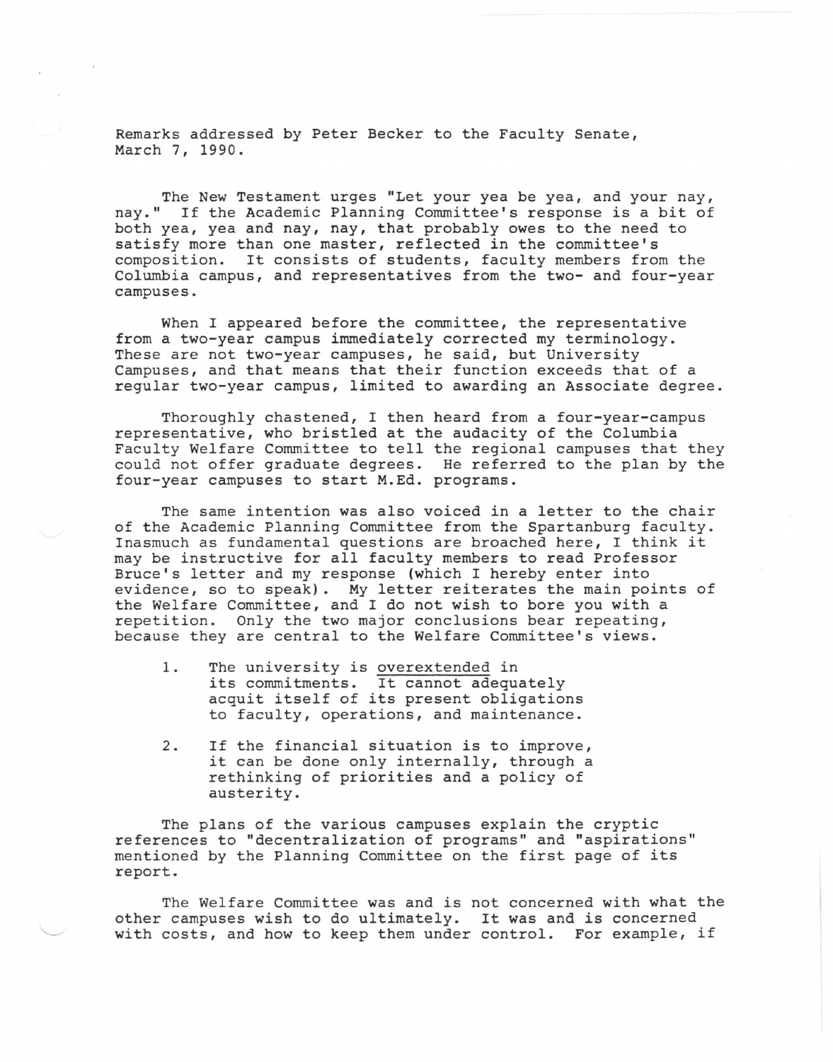Remarks addressed by Peter Becker to the Faculty Senate, March 7, 1990.

The New Testament urges "Let your yea be yea, and your nay, nay." If the Academic Planning Committee's response is a bit of both yea, yea and nay, nay, that probably owes to the need to satisfy more than one master, reflected in the committee's composition. It consists of students, faculty members from the Columbia campus, and representatives from the two- and four-year campuses.

When I appeared before the committee, the representative from a two-year campus immediately corrected my terminology. These are not two-year campuses, he said, but University Campuses, and that means that their function exceeds that of a regular two-year campus, limited to awarding an Associate degree.

Thoroughly chastened, I then heard from a four-year-campus representative, who bristled at the audacity of the Columbia Faculty Welfare Committee to tell the regional campuses that they could not offer graduate degrees. He referred to the plan by the four-year campuses to start M.Ed. programs.

The same intention was also voiced in a letter to the chair of the Academic Planning Committee from the Spartanburg faculty. Inasmuch as fundamental questions are broached here, I think it may be instructive for all faculty members to read Professor Bruce's letter and my response (which I hereby enter into evidence, so to speak). My letter reiterates the main points of the Welfare Committee, and I do not wish to bore you with a repetition. Only the two major conclusions bear repeating, because they are central to the Welfare Committee's views.

1. The university is <u>overextended</u> in its commitments. It cannot adequately acquit itself of its present obligations to faculty, operations, and maintenance.

2. If the financial situation is to improve, it can be done only internally, through a rethinking of priorities and a policy of austerity.

The plans of the various campuses explain the cryptic references to "decentralization of programs" and "aspirations" mentioned by the Planning Committee on the first page of its report.

The Welfare Committee was and is not concerned with what the other campuses wish to do ultimately. It was and is concerned with costs, and how to keep them under control. For example, if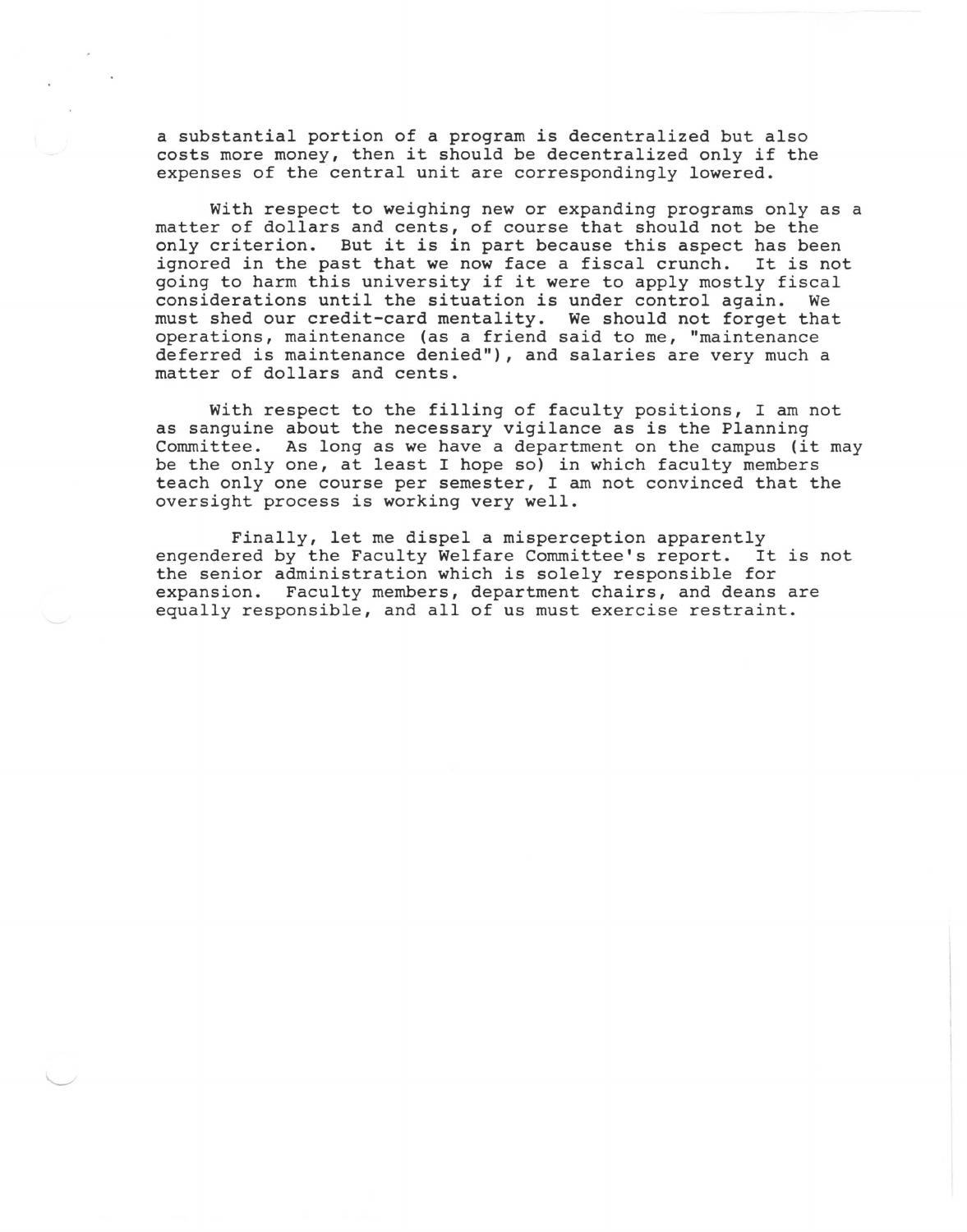a substantial portion of a program is decentralized but also costs more money, then it should be decentralized only if the expenses of the central unit are correspondingly lowered.

With respect to weighing new or expanding programs only as a matter of dollars and cents, of course that should not be the only criterion. But it is in part because this aspect has been ignored in the past that we now face a fiscal crunch. It is not going to harm this university if it were to apply mostly fiscal considerations until the situation is under control again. We must shed our credit-card mentality. We should not forget that operations, maintenance (as a friend said to me, "maintenance deferred is maintenance denied"), and salaries are very much a matter of dollars and cents.

With respect to the filling of faculty positions, I am not as sanguine about the necessary vigilance as is the Planning Committee. As long as we have a department on the campus (it may be the only one, at least I hope so) in which faculty members teach only one course per semester, I am not convinced that the oversight process is working very well.

Finally, let me dispel a misperception apparently engendered by the Faculty Welfare Committee's report. It is not the senior administration which is solely responsible for expansion. Faculty members, department chairs, and deans are equally responsible, and all of us must exercise restraint.